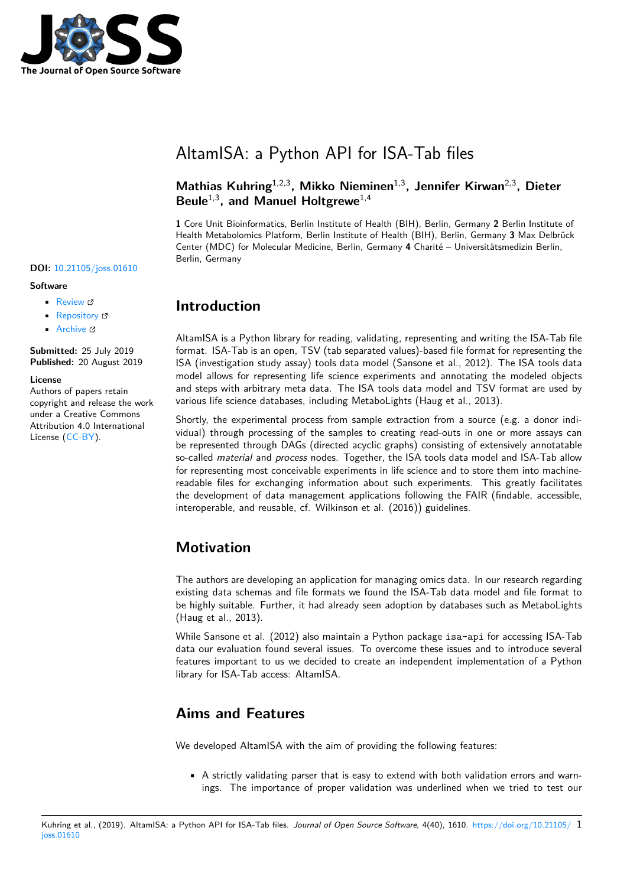# AltamISA: a Python API for ISA-Tab files

**Mathias Kuhring**[1,2,3], **Mikko Nieminen**[1,3], **Jennifer Kirwan**[2,3], **Dieter Beule**[1,3], **and Manuel Holtgrewe**[1,4]

**1** Core Unit Bioinformatics, Berlin Institute of Health (BIH), Berlin, Germany **2** Berlin Institute of Health Metabolomics Platform, Berlin Institute of Health (BIH), Berlin, Germany **3** Max Delbrück Center (MDC) for Molecular Medicine, Berlin, Germany **4** Charité – Universitätsmedizin Berlin, Berlin, Germany

**DOI:** 10.21105/joss.01610

**Software**

- Review
- Repository
- Archive

**Submitted:** 25 July 2019
**Published:** 20 August 2019

**License**
Authors of papers retain copyright and release the work under a Creative Commons Attribution 4.0 International License (CC-BY).

## Introduction

AltamISA is a Python library for reading, validating, representing and writing the ISA-Tab file format. ISA-Tab is an open, TSV (tab separated values)-based file format for representing the ISA (investigation study assay) tools data model (Sansone et al., 2012). The ISA tools data model allows for representing life science experiments and annotating the modeled objects and steps with arbitrary meta data. The ISA tools data model and TSV format are used by various life science databases, including MetaboLights (Haug et al., 2013).

Shortly, the experimental process from sample extraction from a source (e.g. a donor individual) through processing of the samples to creating read-outs in one or more assays can be represented through DAGs (directed acyclic graphs) consisting of extensively annotatable so-called *material* and *process* nodes. Together, the ISA tools data model and ISA-Tab allow for representing most conceivable experiments in life science and to store them into machine-readable files for exchanging information about such experiments. This greatly facilitates the development of data management applications following the FAIR (findable, accessible, interoperable, and reusable, cf. Wilkinson et al. (2016)) guidelines.

## Motivation

The authors are developing an application for managing omics data. In our research regarding existing data schemas and file formats we found the ISA-Tab data model and file format to be highly suitable. Further, it had already seen adoption by databases such as MetaboLights (Haug et al., 2013).

While Sansone et al. (2012) also maintain a Python package `isa-api` for accessing ISA-Tab data our evaluation found several issues. To overcome these issues and to introduce several features important to us we decided to create an independent implementation of a Python library for ISA-Tab access: AltamISA.

## Aims and Features

We developed AltamISA with the aim of providing the following features:

- A strictly validating parser that is easy to extend with both validation errors and warnings. The importance of proper validation was underlined when we tried to test our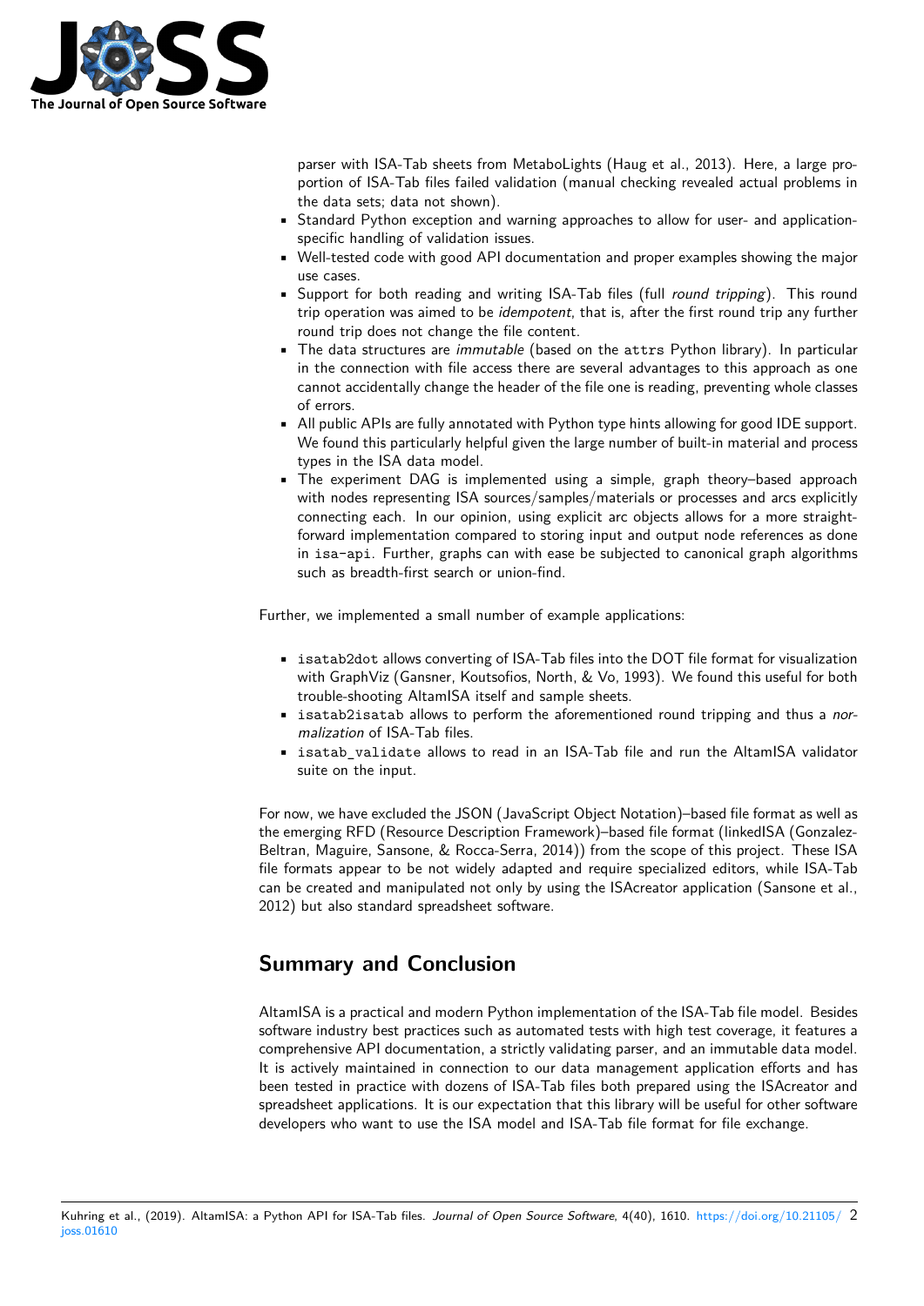parser with ISA-Tab sheets from MetaboLights (Haug et al., 2013). Here, a large proportion of ISA-Tab files failed validation (manual checking revealed actual problems in the data sets; data not shown).

- Standard Python exception and warning approaches to allow for user- and application-specific handling of validation issues.
- Well-tested code with good API documentation and proper examples showing the major use cases.
- Support for both reading and writing ISA-Tab files (full *round tripping*). This round trip operation was aimed to be *idempotent*, that is, after the first round trip any further round trip does not change the file content.
- The data structures are *immutable* (based on the `attrs` Python library). In particular in the connection with file access there are several advantages to this approach as one cannot accidentally change the header of the file one is reading, preventing whole classes of errors.
- All public APIs are fully annotated with Python type hints allowing for good IDE support. We found this particularly helpful given the large number of built-in material and process types in the ISA data model.
- The experiment DAG is implemented using a simple, graph theory–based approach with nodes representing ISA sources/samples/materials or processes and arcs explicitly connecting each. In our opinion, using explicit arc objects allows for a more straightforward implementation compared to storing input and output node references as done in `isa-api`. Further, graphs can with ease be subjected to canonical graph algorithms such as breadth-first search or union-find.

Further, we implemented a small number of example applications:

- `isatab2dot` allows converting of ISA-Tab files into the DOT file format for visualization with GraphViz (Gansner, Koutsofios, North, & Vo, 1993). We found this useful for both trouble-shooting AltamISA itself and sample sheets.
- `isatab2isatab` allows to perform the aforementioned round tripping and thus a *normalization* of ISA-Tab files.
- `isatab_validate` allows to read in an ISA-Tab file and run the AltamISA validator suite on the input.

For now, we have excluded the JSON (JavaScript Object Notation)–based file format as well as the emerging RFD (Resource Description Framework)–based file format (linkedISA (Gonzalez-Beltran, Maguire, Sansone, & Rocca-Serra, 2014)) from the scope of this project. These ISA file formats appear to be not widely adapted and require specialized editors, while ISA-Tab can be created and manipulated not only by using the ISAcreator application (Sansone et al., 2012) but also standard spreadsheet software.

## Summary and Conclusion

AltamISA is a practical and modern Python implementation of the ISA-Tab file model. Besides software industry best practices such as automated tests with high test coverage, it features a comprehensive API documentation, a strictly validating parser, and an immutable data model. It is actively maintained in connection to our data management application efforts and has been tested in practice with dozens of ISA-Tab files both prepared using the ISAcreator and spreadsheet applications. It is our expectation that this library will be useful for other software developers who want to use the ISA model and ISA-Tab file format for file exchange.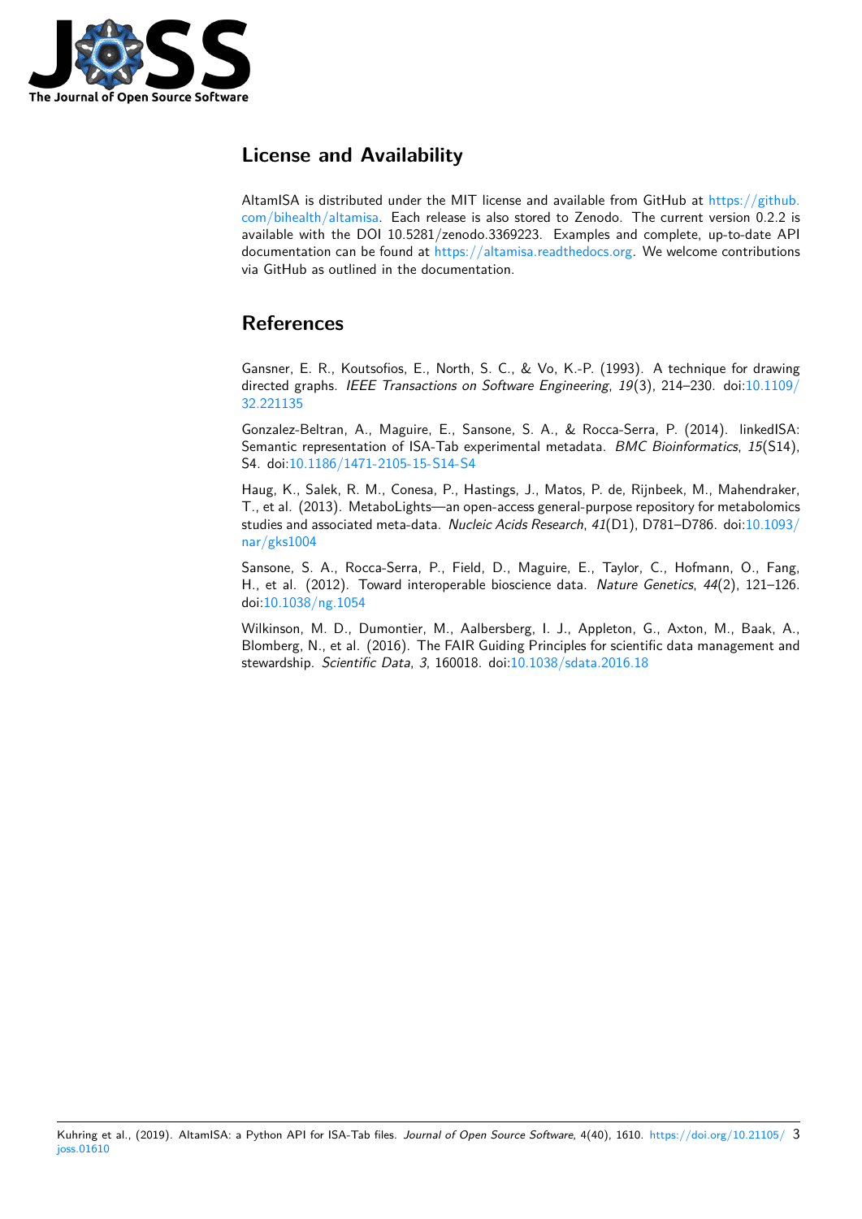## License and Availability

AltamISA is distributed under the MIT license and available from GitHub at https://github.com/bihealth/altamisa. Each release is also stored to Zenodo. The current version 0.2.2 is available with the DOI 10.5281/zenodo.3369223. Examples and complete, up-to-date API documentation can be found at https://altamisa.readthedocs.org. We welcome contributions via GitHub as outlined in the documentation.

## References

Gansner, E. R., Koutsofios, E., North, S. C., & Vo, K.-P. (1993). A technique for drawing directed graphs. *IEEE Transactions on Software Engineering*, *19*(3), 214–230. doi:10.1109/32.221135

Gonzalez-Beltran, A., Maguire, E., Sansone, S. A., & Rocca-Serra, P. (2014). linkedISA: Semantic representation of ISA-Tab experimental metadata. *BMC Bioinformatics*, *15*(S14), S4. doi:10.1186/1471-2105-15-S14-S4

Haug, K., Salek, R. M., Conesa, P., Hastings, J., Matos, P. de, Rijnbeek, M., Mahendraker, T., et al. (2013). MetaboLights—an open-access general-purpose repository for metabolomics studies and associated meta-data. *Nucleic Acids Research*, *41*(D1), D781–D786. doi:10.1093/nar/gks1004

Sansone, S. A., Rocca-Serra, P., Field, D., Maguire, E., Taylor, C., Hofmann, O., Fang, H., et al. (2012). Toward interoperable bioscience data. *Nature Genetics*, *44*(2), 121–126. doi:10.1038/ng.1054

Wilkinson, M. D., Dumontier, M., Aalbersberg, I. J., Appleton, G., Axton, M., Baak, A., Blomberg, N., et al. (2016). The FAIR Guiding Principles for scientific data management and stewardship. *Scientific Data*, *3*, 160018. doi:10.1038/sdata.2016.18